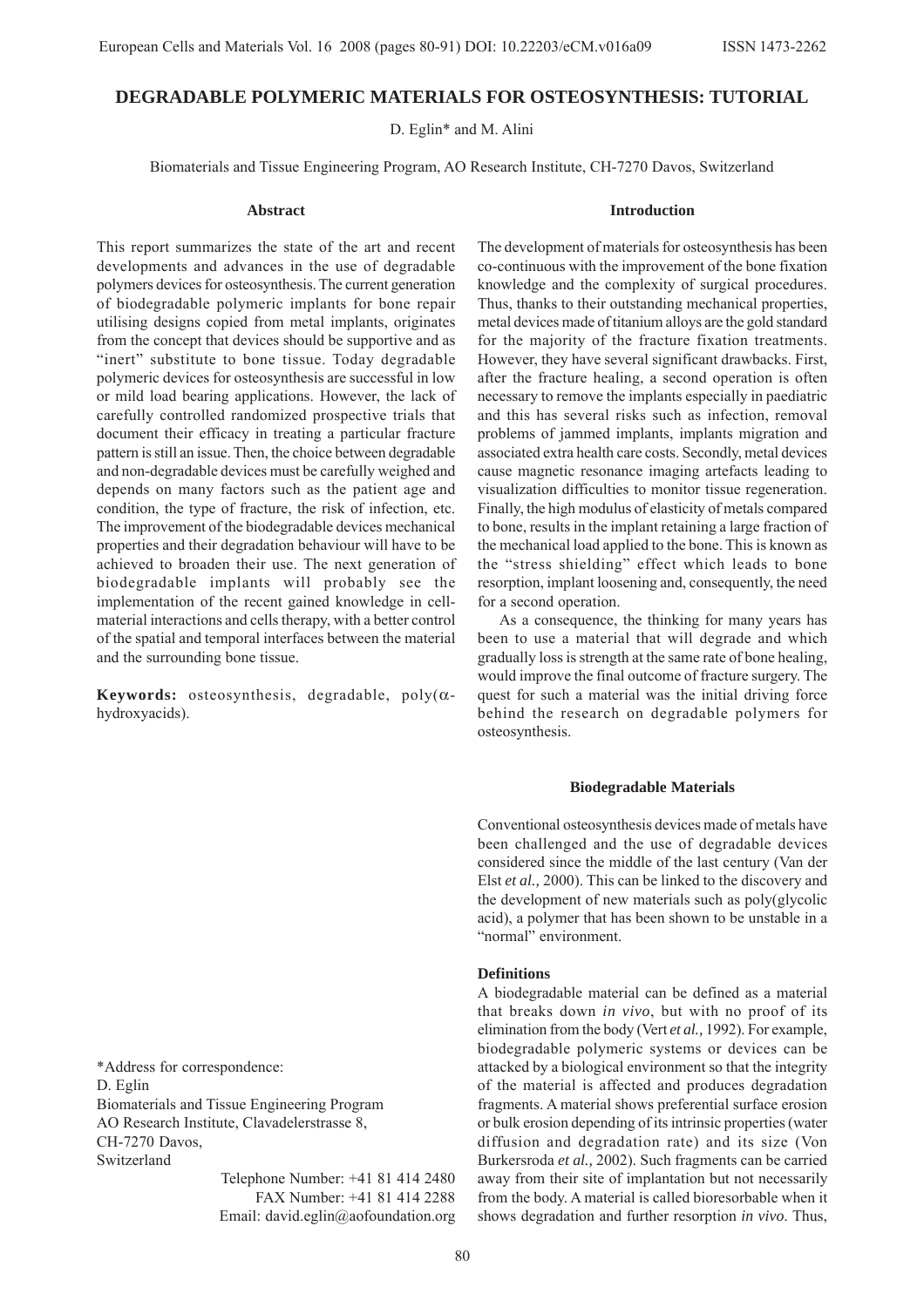# DEGRADABLE POLYMERIC MATERIALS FOR OSTEOSYNTHESIS: TUTORIAL

D. Eglin* and M. Alini

Biomaterials and Tissue Engineering Program, AO Research Institute, CH-7270 Davos, Switzerland

## Abstract

This report summarizes the state of the art and recent developments and advances in the use of degradable polymers devices for osteosynthesis. The current generation of biodegradable polymeric implants for bone repair utilising designs copied from metal implants, originates from the concept that devices should be supportive and as "inert" substitute to bone tissue. Today degradable polymeric devices for osteosynthesis are successful in low or mild load bearing applications. However, the lack of carefully controlled randomized prospective trials that document their efficacy in treating a particular fracture pattern is still an issue. Then, the choice between degradable and non-degradable devices must be carefully weighed and depends on many factors such as the patient age and condition, the type of fracture, the risk of infection, etc. The improvement of the biodegradable devices mechanical properties and their degradation behaviour will have to be achieved to broaden their use. The next generation of biodegradable implants will probably see the implementation of the recent gained knowledge in cell-material interactions and cells therapy, with a better control of the spatial and temporal interfaces between the material and the surrounding bone tissue.

**Keywords:** osteosynthesis, degradable, poly($\alpha$-hydroxyacids).

*Address for correspondence:
D. Eglin
Biomaterials and Tissue Engineering Program
AO Research Institute, Clavadelerstrasse 8,
CH-7270 Davos,
Switzerland

Telephone Number: +41 81 414 2480
FAX Number: +41 81 414 2288
Email: david.eglin@aofoundation.org

## Introduction

The development of materials for osteosynthesis has been co-continuous with the improvement of the bone fixation knowledge and the complexity of surgical procedures. Thus, thanks to their outstanding mechanical properties, metal devices made of titanium alloys are the gold standard for the majority of the fracture fixation treatments. However, they have several significant drawbacks. First, after the fracture healing, a second operation is often necessary to remove the implants especially in paediatric and this has several risks such as infection, removal problems of jammed implants, implants migration and associated extra health care costs. Secondly, metal devices cause magnetic resonance imaging artefacts leading to visualization difficulties to monitor tissue regeneration. Finally, the high modulus of elasticity of metals compared to bone, results in the implant retaining a large fraction of the mechanical load applied to the bone. This is known as the "stress shielding" effect which leads to bone resorption, implant loosening and, consequently, the need for a second operation.

As a consequence, the thinking for many years has been to use a material that will degrade and which gradually loss is strength at the same rate of bone healing, would improve the final outcome of fracture surgery. The quest for such a material was the initial driving force behind the research on degradable polymers for osteosynthesis.

## Biodegradable Materials

Conventional osteosynthesis devices made of metals have been challenged and the use of degradable devices considered since the middle of the last century (Van der Elst *et al.,* 2000). This can be linked to the discovery and the development of new materials such as poly(glycolic acid), a polymer that has been shown to be unstable in a "normal" environment.

### Definitions

A biodegradable material can be defined as a material that breaks down *in vivo*, but with no proof of its elimination from the body (Vert *et al.,* 1992). For example, biodegradable polymeric systems or devices can be attacked by a biological environment so that the integrity of the material is affected and produces degradation fragments. A material shows preferential surface erosion or bulk erosion depending of its intrinsic properties (water diffusion and degradation rate) and its size (Von Burkersroda *et al.,* 2002). Such fragments can be carried away from their site of implantation but not necessarily from the body. A material is called bioresorbable when it shows degradation and further resorption *in vivo*. Thus,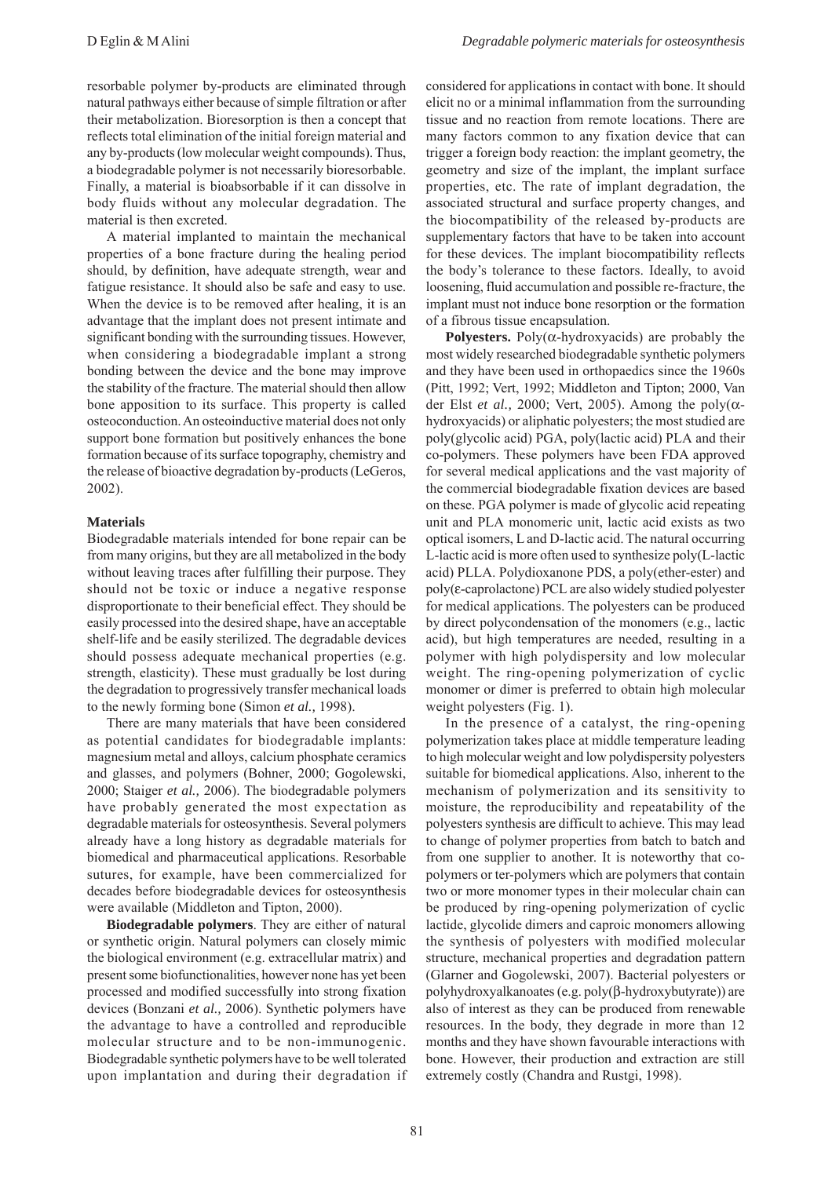resorbable polymer by-products are eliminated through natural pathways either because of simple filtration or after their metabolization. Bioresorption is then a concept that reflects total elimination of the initial foreign material and any by-products (low molecular weight compounds). Thus, a biodegradable polymer is not necessarily bioresorbable. Finally, a material is bioabsorbable if it can dissolve in body fluids without any molecular degradation. The material is then excreted.

A material implanted to maintain the mechanical properties of a bone fracture during the healing period should, by definition, have adequate strength, wear and fatigue resistance. It should also be safe and easy to use. When the device is to be removed after healing, it is an advantage that the implant does not present intimate and significant bonding with the surrounding tissues. However, when considering a biodegradable implant a strong bonding between the device and the bone may improve the stability of the fracture. The material should then allow bone apposition to its surface. This property is called osteoconduction. An osteoinductive material does not only support bone formation but positively enhances the bone formation because of its surface topography, chemistry and the release of bioactive degradation by-products (LeGeros, 2002).

### Materials

Biodegradable materials intended for bone repair can be from many origins, but they are all metabolized in the body without leaving traces after fulfilling their purpose. They should not be toxic or induce a negative response disproportionate to their beneficial effect. They should be easily processed into the desired shape, have an acceptable shelf-life and be easily sterilized. The degradable devices should possess adequate mechanical properties (e.g. strength, elasticity). These must gradually be lost during the degradation to progressively transfer mechanical loads to the newly forming bone (Simon *et al.,* 1998).

There are many materials that have been considered as potential candidates for biodegradable implants: magnesium metal and alloys, calcium phosphate ceramics and glasses, and polymers (Bohner, 2000; Gogolewski, 2000; Staiger *et al.,* 2006). The biodegradable polymers have probably generated the most expectation as degradable materials for osteosynthesis. Several polymers already have a long history as degradable materials for biomedical and pharmaceutical applications. Resorbable sutures, for example, have been commercialized for decades before biodegradable devices for osteosynthesis were available (Middleton and Tipton, 2000).

**Biodegradable polymers**. They are either of natural or synthetic origin. Natural polymers can closely mimic the biological environment (e.g. extracellular matrix) and present some biofunctionalities, however none has yet been processed and modified successfully into strong fixation devices (Bonzani *et al.,* 2006). Synthetic polymers have the advantage to have a controlled and reproducible molecular structure and to be non-immunogenic. Biodegradable synthetic polymers have to be well tolerated upon implantation and during their degradation if considered for applications in contact with bone. It should elicit no or a minimal inflammation from the surrounding tissue and no reaction from remote locations. There are many factors common to any fixation device that can trigger a foreign body reaction: the implant geometry, the geometry and size of the implant, the implant surface properties, etc. The rate of implant degradation, the associated structural and surface property changes, and the biocompatibility of the released by-products are supplementary factors that have to be taken into account for these devices. The implant biocompatibility reflects the body's tolerance to these factors. Ideally, to avoid loosening, fluid accumulation and possible re-fracture, the implant must not induce bone resorption or the formation of a fibrous tissue encapsulation.

**Polyesters.** Poly($\alpha$-hydroxyacids) are probably the most widely researched biodegradable synthetic polymers and they have been used in orthopaedics since the 1960s (Pitt, 1992; Vert, 1992; Middleton and Tipton; 2000, Van der Elst *et al.,* 2000; Vert, 2005). Among the poly($\alpha$-hydroxyacids) or aliphatic polyesters; the most studied are poly(glycolic acid) PGA, poly(lactic acid) PLA and their co-polymers. These polymers have been FDA approved for several medical applications and the vast majority of the commercial biodegradable fixation devices are based on these. PGA polymer is made of glycolic acid repeating unit and PLA monomeric unit, lactic acid exists as two optical isomers, L and D-lactic acid. The natural occurring L-lactic acid is more often used to synthesize poly(L-lactic acid) PLLA. Polydioxanone PDS, a poly(ether-ester) and poly($\varepsilon$-caprolactone) PCL are also widely studied polyester for medical applications. The polyesters can be produced by direct polycondensation of the monomers (e.g., lactic acid), but high temperatures are needed, resulting in a polymer with high polydispersity and low molecular weight. The ring-opening polymerization of cyclic monomer or dimer is preferred to obtain high molecular weight polyesters (Fig. 1).

In the presence of a catalyst, the ring-opening polymerization takes place at middle temperature leading to high molecular weight and low polydispersity polyesters suitable for biomedical applications. Also, inherent to the mechanism of polymerization and its sensitivity to moisture, the reproducibility and repeatability of the polyesters synthesis are difficult to achieve. This may lead to change of polymer properties from batch to batch and from one supplier to another. It is noteworthy that co-polymers or ter-polymers which are polymers that contain two or more monomer types in their molecular chain can be produced by ring-opening polymerization of cyclic lactide, glycolide dimers and caproic monomers allowing the synthesis of polyesters with modified molecular structure, mechanical properties and degradation pattern (Glarner and Gogolewski, 2007). Bacterial polyesters or polyhydroxyalkanoates (e.g. poly($\beta$-hydroxybutyrate)) are also of interest as they can be produced from renewable resources. In the body, they degrade in more than 12 months and they have shown favourable interactions with bone. However, their production and extraction are still extremely costly (Chandra and Rustgi, 1998).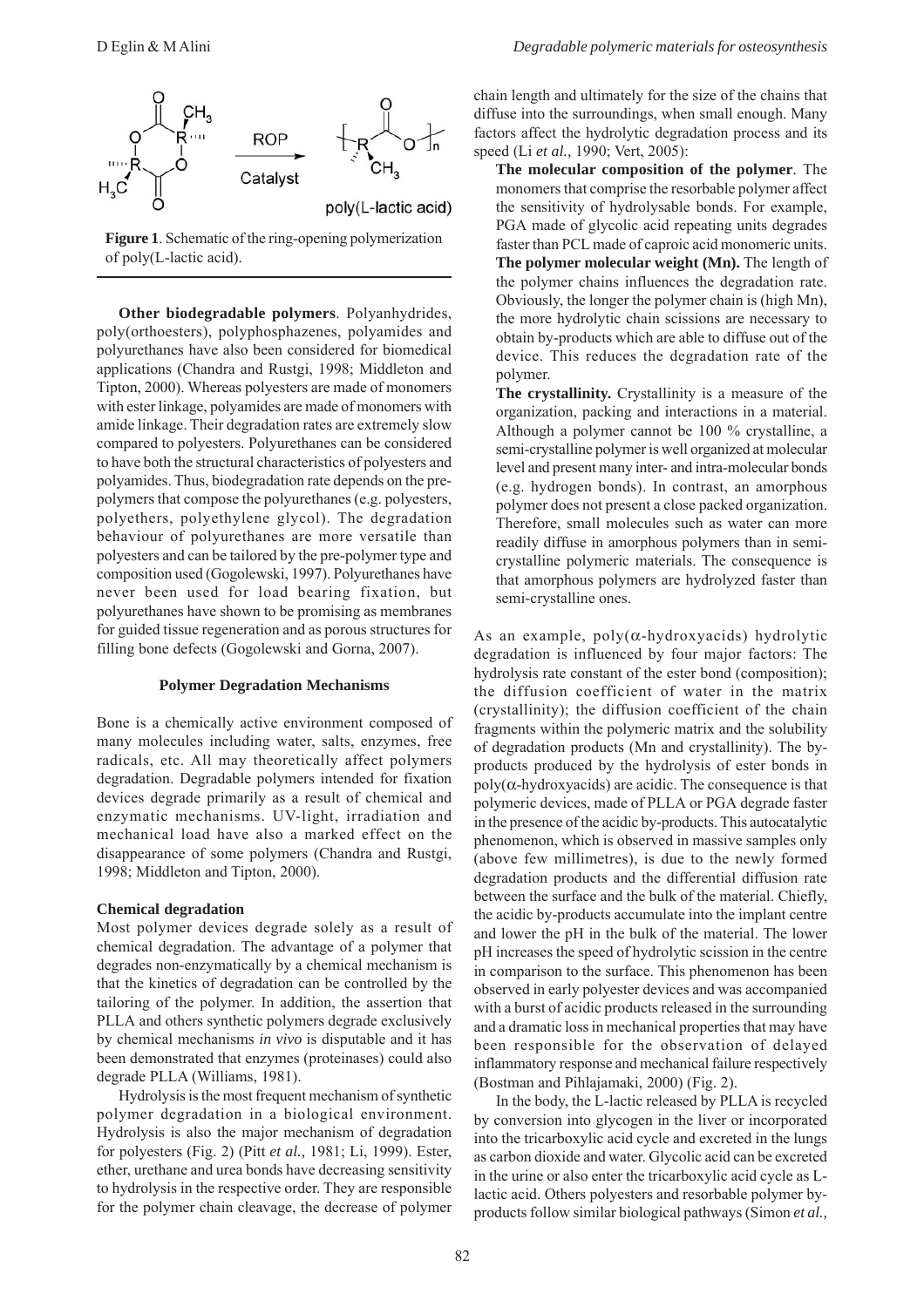**Figure 1**. Schematic of the ring-opening polymerization of poly(L-lactic acid).

**Other biodegradable polymers**. Polyanhydrides, poly(orthoesters), polyphosphazenes, polyamides and polyurethanes have also been considered for biomedical applications (Chandra and Rustgi, 1998; Middleton and Tipton, 2000). Whereas polyesters are made of monomers with ester linkage, polyamides are made of monomers with amide linkage. Their degradation rates are extremely slow compared to polyesters. Polyurethanes can be considered to have both the structural characteristics of polyesters and polyamides. Thus, biodegradation rate depends on the pre-polymers that compose the polyurethanes (e.g. polyesters, polyethers, polyethylene glycol). The degradation behaviour of polyurethanes are more versatile than polyesters and can be tailored by the pre-polymer type and composition used (Gogolewski, 1997). Polyurethanes have never been used for load bearing fixation, but polyurethanes have shown to be promising as membranes for guided tissue regeneration and as porous structures for filling bone defects (Gogolewski and Gorna, 2007).

## Polymer Degradation Mechanisms

Bone is a chemically active environment composed of many molecules including water, salts, enzymes, free radicals, etc. All may theoretically affect polymers degradation. Degradable polymers intended for fixation devices degrade primarily as a result of chemical and enzymatic mechanisms. UV-light, irradiation and mechanical load have also a marked effect on the disappearance of some polymers (Chandra and Rustgi, 1998; Middleton and Tipton, 2000).

### Chemical degradation

Most polymer devices degrade solely as a result of chemical degradation. The advantage of a polymer that degrades non-enzymatically by a chemical mechanism is that the kinetics of degradation can be controlled by the tailoring of the polymer. In addition, the assertion that PLLA and others synthetic polymers degrade exclusively by chemical mechanisms *in vivo* is disputable and it has been demonstrated that enzymes (proteinases) could also degrade PLLA (Williams, 1981).

Hydrolysis is the most frequent mechanism of synthetic polymer degradation in a biological environment. Hydrolysis is also the major mechanism of degradation for polyesters (Fig. 2) (Pitt *et al.,* 1981; Li, 1999). Ester, ether, urethane and urea bonds have decreasing sensitivity to hydrolysis in the respective order. They are responsible for the polymer chain cleavage, the decrease of polymer chain length and ultimately for the size of the chains that diffuse into the surroundings, when small enough. Many factors affect the hydrolytic degradation process and its speed (Li *et al.,* 1990; Vert, 2005):

**The molecular composition of the polymer**. The monomers that comprise the resorbable polymer affect the sensitivity of hydrolysable bonds. For example, PGA made of glycolic acid repeating units degrades faster than PCL made of caproic acid monomeric units.

**The polymer molecular weight (Mn).** The length of the polymer chains influences the degradation rate. Obviously, the longer the polymer chain is (high Mn), the more hydrolytic chain scissions are necessary to obtain by-products which are able to diffuse out of the device. This reduces the degradation rate of the polymer.

**The crystallinity.** Crystallinity is a measure of the organization, packing and interactions in a material. Although a polymer cannot be 100 % crystalline, a semi-crystalline polymer is well organized at molecular level and present many inter- and intra-molecular bonds (e.g. hydrogen bonds). In contrast, an amorphous polymer does not present a close packed organization. Therefore, small molecules such as water can more readily diffuse in amorphous polymers than in semi-crystalline polymeric materials. The consequence is that amorphous polymers are hydrolyzed faster than semi-crystalline ones.

As an example, poly($\alpha$-hydroxyacids) hydrolytic degradation is influenced by four major factors: The hydrolysis rate constant of the ester bond (composition); the diffusion coefficient of water in the matrix (crystallinity); the diffusion coefficient of the chain fragments within the polymeric matrix and the solubility of degradation products (Mn and crystallinity). The by-products produced by the hydrolysis of ester bonds in poly($\alpha$-hydroxyacids) are acidic. The consequence is that polymeric devices, made of PLLA or PGA degrade faster in the presence of the acidic by-products. This autocatalytic phenomenon, which is observed in massive samples only (above few millimetres), is due to the newly formed degradation products and the differential diffusion rate between the surface and the bulk of the material. Chiefly, the acidic by-products accumulate into the implant centre and lower the pH in the bulk of the material. The lower pH increases the speed of hydrolytic scission in the centre in comparison to the surface. This phenomenon has been observed in early polyester devices and was accompanied with a burst of acidic products released in the surrounding and a dramatic loss in mechanical properties that may have been responsible for the observation of delayed inflammatory response and mechanical failure respectively (Bostman and Pihlajamaki, 2000) (Fig. 2).

In the body, the L-lactic released by PLLA is recycled by conversion into glycogen in the liver or incorporated into the tricarboxylic acid cycle and excreted in the lungs as carbon dioxide and water. Glycolic acid can be excreted in the urine or also enter the tricarboxylic acid cycle as L-lactic acid. Others polyesters and resorbable polymer by-products follow similar biological pathways (Simon *et al.,*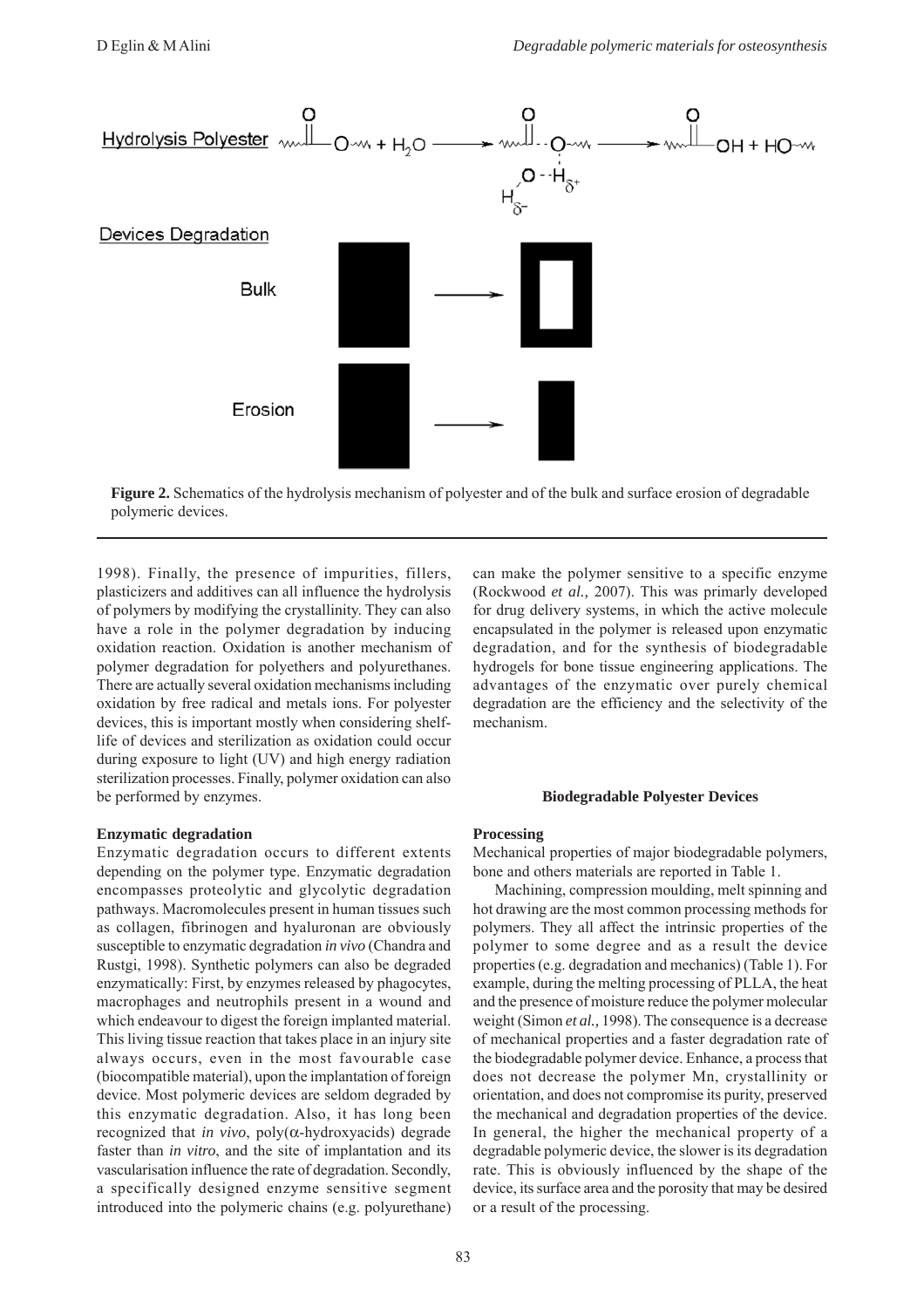Figure 2. Schematics of the hydrolysis mechanism of polyester and of the bulk and surface erosion of degradable polymeric devices.

1998). Finally, the presence of impurities, fillers, plasticizers and additives can all influence the hydrolysis of polymers by modifying the crystallinity. They can also have a role in the polymer degradation by inducing oxidation reaction. Oxidation is another mechanism of polymer degradation for polyethers and polyurethanes. There are actually several oxidation mechanisms including oxidation by free radical and metals ions. For polyester devices, this is important mostly when considering shelf-life of devices and sterilization as oxidation could occur during exposure to light (UV) and high energy radiation sterilization processes. Finally, polymer oxidation can also be performed by enzymes.

### Enzymatic degradation

Enzymatic degradation occurs to different extents depending on the polymer type. Enzymatic degradation encompasses proteolytic and glycolytic degradation pathways. Macromolecules present in human tissues such as collagen, fibrinogen and hyaluronan are obviously susceptible to enzymatic degradation *in vivo* (Chandra and Rustgi, 1998). Synthetic polymers can also be degraded enzymatically: First, by enzymes released by phagocytes, macrophages and neutrophils present in a wound and which endeavour to digest the foreign implanted material. This living tissue reaction that takes place in an injury site always occurs, even in the most favourable case (biocompatible material), upon the implantation of foreign device. Most polymeric devices are seldom degraded by this enzymatic degradation. Also, it has long been recognized that *in vivo*, poly($\alpha$-hydroxyacids) degrade faster than *in vitro*, and the site of implantation and its vascularisation influence the rate of degradation. Secondly, a specifically designed enzyme sensitive segment introduced into the polymeric chains (e.g. polyurethane) can make the polymer sensitive to a specific enzyme (Rockwood *et al.,* 2007). This was primarily developed for drug delivery systems, in which the active molecule encapsulated in the polymer is released upon enzymatic degradation, and for the synthesis of biodegradable hydrogels for bone tissue engineering applications. The advantages of the enzymatic over purely chemical degradation are the efficiency and the selectivity of the mechanism.

## Biodegradable Polyester Devices

### Processing

Mechanical properties of major biodegradable polymers, bone and others materials are reported in Table 1.

Machining, compression moulding, melt spinning and hot drawing are the most common processing methods for polymers. They all affect the intrinsic properties of the polymer to some degree and as a result the device properties (e.g. degradation and mechanics) (Table 1). For example, during the melting processing of PLLA, the heat and the presence of moisture reduce the polymer molecular weight (Simon *et al.,* 1998). The consequence is a decrease of mechanical properties and a faster degradation rate of the biodegradable polymer device. Enhance, a process that does not decrease the polymer Mn, crystallinity or orientation, and does not compromise its purity, preserved the mechanical and degradation properties of the device. In general, the higher the mechanical property of a degradable polymeric device, the slower is its degradation rate. This is obviously influenced by the shape of the device, its surface area and the porosity that may be desired or a result of the processing.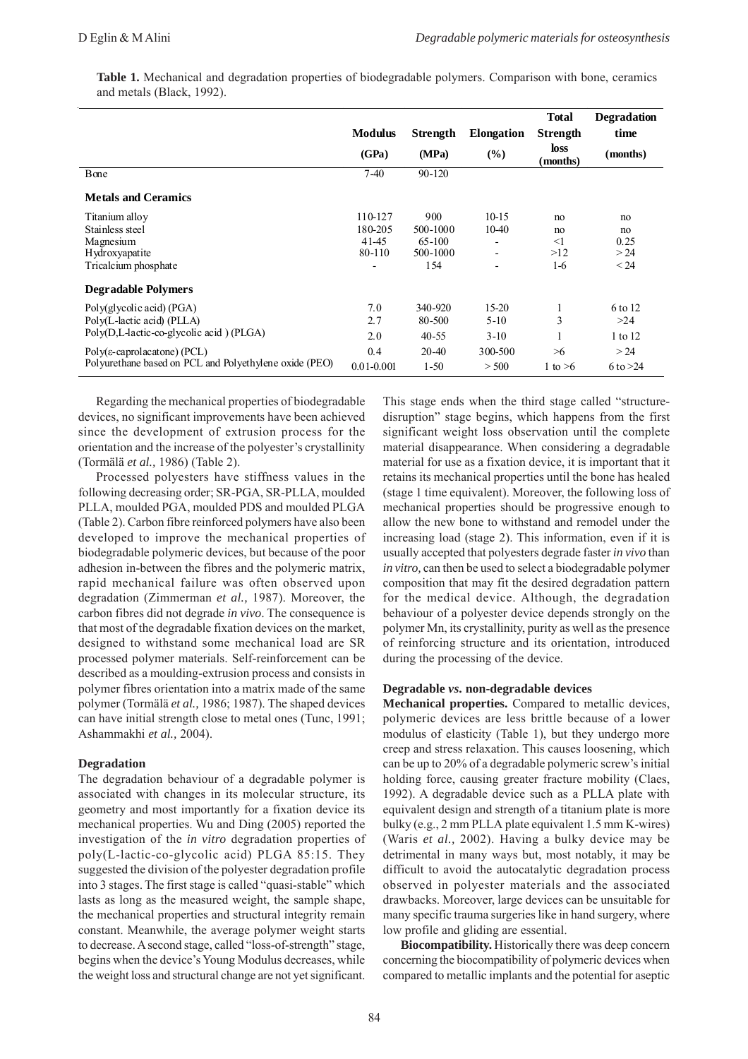**Table 1.** Mechanical and degradation properties of biodegradable polymers. Comparison with bone, ceramics and metals (Black, 1992).

| | Modulus (GPa) | Strength (MPa) | Elongation (%) | Total Strength loss (months) | Degradation time (months) |
|---|---|---|---|---|---|
| Bone | 7-40 | 90-120 | | | |
| **Metals and Ceramics** | | | | | |
| Titanium alloy | 110-127 | 900 | 10-15 | no | no |
| Stainless steel | 180-205 | 500-1000 | 10-40 | no | no |
| Magnesium | 41-45 | 65-100 | - | <1 | 0.25 |
| Hydroxyapatite | 80-110 | 500-1000 | - | >12 | > 24 |
| Tricalcium phosphate | - | 154 | - | 1-6 | < 24 |
| **Degradable Polymers** | | | | | |
| Poly(glycolic acid) (PGA) | 7.0 | 340-920 | 15-20 | 1 | 6 to 12 |
| Poly(L-lactic acid) (PLLA) | 2.7 | 80-500 | 5-10 | 3 | >24 |
| Poly(D,L-lactic-co-glycolic acid ) (PLGA) | 2.0 | 40-55 | 3-10 | 1 | 1 to 12 |
| Poly(ε-caprolacatone) (PCL) | 0.4 | 20-40 | 300-500 | >6 | > 24 |
| Polyurethane based on PCL and Polyethylene oxide (PEO) | 0.01-0.001 | 1-50 | > 500 | 1 to >6 | 6 to >24 |

Regarding the mechanical properties of biodegradable devices, no significant improvements have been achieved since the development of extrusion process for the orientation and the increase of the polyester's crystallinity (Törmälä *et al.,* 1986) (Table 2).

Processed polyesters have stiffness values in the following decreasing order; SR-PGA, SR-PLLA, moulded PLLA, moulded PGA, moulded PDS and moulded PLGA (Table 2). Carbon fibre reinforced polymers have also been developed to improve the mechanical properties of biodegradable polymeric devices, but because of the poor adhesion in-between the fibres and the polymeric matrix, rapid mechanical failure was often observed upon degradation (Zimmerman *et al.,* 1987). Moreover, the carbon fibres did not degrade *in vivo*. The consequence is that most of the degradable fixation devices on the market, designed to withstand some mechanical load are SR processed polymer materials. Self-reinforcement can be described as a moulding-extrusion process and consists in polymer fibres orientation into a matrix made of the same polymer (Törmälä *et al.,* 1986; 1987). The shaped devices can have initial strength close to metal ones (Tunc, 1991; Ashammakhi *et al.,* 2004).

### Degradation

The degradation behaviour of a degradable polymer is associated with changes in its molecular structure, its geometry and most importantly for a fixation device its mechanical properties. Wu and Ding (2005) reported the investigation of the *in vitro* degradation properties of poly(L-lactic-co-glycolic acid) PLGA 85:15. They suggested the division of the polyester degradation profile into 3 stages. The first stage is called "quasi-stable" which lasts as long as the measured weight, the sample shape, the mechanical properties and structural integrity remain constant. Meanwhile, the average polymer weight starts to decrease. A second stage, called "loss-of-strength" stage, begins when the device's Young Modulus decreases, while the weight loss and structural change are not yet significant. This stage ends when the third stage called "structure-disruption" stage begins, which happens from the first significant weight loss observation until the complete material disappearance. When considering a degradable material for use as a fixation device, it is important that it retains its mechanical properties until the bone has healed (stage 1 time equivalent). Moreover, the following loss of mechanical properties should be progressive enough to allow the new bone to withstand and remodel under the increasing load (stage 2). This information, even if it is usually accepted that polyesters degrade faster *in vivo* than *in vitro,* can then be used to select a biodegradable polymer composition that may fit the desired degradation pattern for the medical device. Although, the degradation behaviour of a polyester device depends strongly on the polymer Mn, its crystallinity, purity as well as the presence of reinforcing structure and its orientation, introduced during the processing of the device.

### Degradable *vs.* non-degradable devices

**Mechanical properties.** Compared to metallic devices, polymeric devices are less brittle because of a lower modulus of elasticity (Table 1), but they undergo more creep and stress relaxation. This causes loosening, which can be up to 20% of a degradable polymeric screw's initial holding force, causing greater fracture mobility (Claes, 1992). A degradable device such as a PLLA plate with equivalent design and strength of a titanium plate is more bulky (e.g., 2 mm PLLA plate equivalent 1.5 mm K-wires) (Waris *et al.,* 2002). Having a bulky device may be detrimental in many ways but, most notably, it may be difficult to avoid the autocatalytic degradation process observed in polyester materials and the associated drawbacks. Moreover, large devices can be unsuitable for many specific trauma surgeries like in hand surgery, where low profile and gliding are essential.

**Biocompatibility.** Historically there was deep concern concerning the biocompatibility of polymeric devices when compared to metallic implants and the potential for aseptic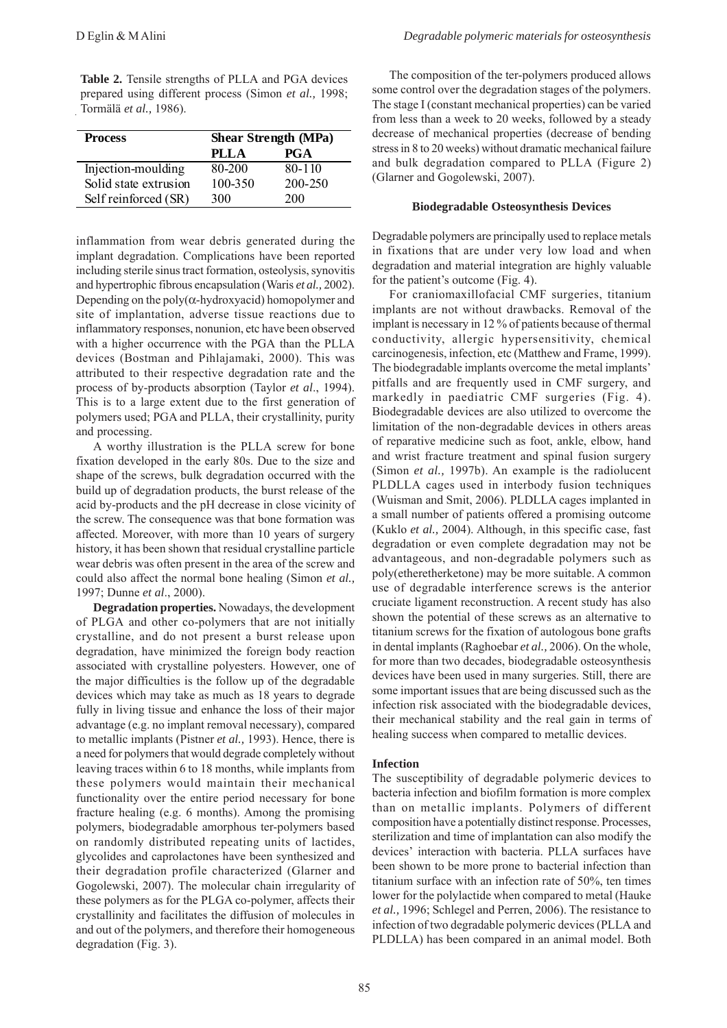**Table 2.** Tensile strengths of PLLA and PGA devices prepared using different process (Simon *et al.,* 1998; Tormälä *et al.,* 1986).

| Process | Shear Strength (MPa) | |
|---|---|---|
| | PLLA | PGA |
| Injection-moulding | 80-200 | 80-110 |
| Solid state extrusion | 100-350 | 200-250 |
| Self reinforced (SR) | 300 | 200 |

inflammation from wear debris generated during the implant degradation. Complications have been reported including sterile sinus tract formation, osteolysis, synovitis and hypertrophic fibrous encapsulation (Waris *et al.,* 2002). Depending on the poly($\alpha$-hydroxyacid) homopolymer and site of implantation, adverse tissue reactions due to inflammatory responses, nonunion, etc have been observed with a higher occurrence with the PGA than the PLLA devices (Bostman and Pihlajamaki, 2000). This was attributed to their respective degradation rate and the process of by-products absorption (Taylor *et al*., 1994). This is to a large extent due to the first generation of polymers used; PGA and PLLA, their crystallinity, purity and processing.

A worthy illustration is the PLLA screw for bone fixation developed in the early 80s. Due to the size and shape of the screws, bulk degradation occurred with the build up of degradation products, the burst release of the acid by-products and the pH decrease in close vicinity of the screw. The consequence was that bone formation was affected. Moreover, with more than 10 years of surgery history, it has been shown that residual crystalline particle wear debris was often present in the area of the screw and could also affect the normal bone healing (Simon *et al.,* 1997; Dunne *et al*., 2000).

**Degradation properties.** Nowadays, the development of PLGA and other co-polymers that are not initially crystalline, and do not present a burst release upon degradation, have minimized the foreign body reaction associated with crystalline polyesters. However, one of the major difficulties is the follow up of the degradable devices which may take as much as 18 years to degrade fully in living tissue and enhance the loss of their major advantage (e.g. no implant removal necessary), compared to metallic implants (Pistner *et al.,* 1993). Hence, there is a need for polymers that would degrade completely without leaving traces within 6 to 18 months, while implants from these polymers would maintain their mechanical functionality over the entire period necessary for bone fracture healing (e.g. 6 months). Among the promising polymers, biodegradable amorphous ter-polymers based on randomly distributed repeating units of lactides, glycolides and caprolactones have been synthesized and their degradation profile characterized (Glarner and Gogolewski, 2007). The molecular chain irregularity of these polymers as for the PLGA co-polymer, affects their crystallinity and facilitates the diffusion of molecules in and out of the polymers, and therefore their homogeneous degradation (Fig. 3).

The composition of the ter-polymers produced allows some control over the degradation stages of the polymers. The stage I (constant mechanical properties) can be varied from less than a week to 20 weeks, followed by a steady decrease of mechanical properties (decrease of bending stress in 8 to 20 weeks) without dramatic mechanical failure and bulk degradation compared to PLLA (Figure 2) (Glarner and Gogolewski, 2007).

## Biodegradable Osteosynthesis Devices

Degradable polymers are principally used to replace metals in fixations that are under very low load and when degradation and material integration are highly valuable for the patient's outcome (Fig. 4).

For craniomaxillofacial CMF surgeries, titanium implants are not without drawbacks. Removal of the implant is necessary in 12 % of patients because of thermal conductivity, allergic hypersensitivity, chemical carcinogenesis, infection, etc (Matthew and Frame, 1999). The biodegradable implants overcome the metal implants' pitfalls and are frequently used in CMF surgery, and markedly in paediatric CMF surgeries (Fig. 4). Biodegradable devices are also utilized to overcome the limitation of the non-degradable devices in others areas of reparative medicine such as foot, ankle, elbow, hand and wrist fracture treatment and spinal fusion surgery (Simon *et al.,* 1997b). An example is the radiolucent PLDLLA cages used in interbody fusion techniques (Wuisman and Smit, 2006). PLDLLA cages implanted in a small number of patients offered a promising outcome (Kuklo *et al.,* 2004). Although, in this specific case, fast degradation or even complete degradation may not be advantageous, and non-degradable polymers such as poly(etheretherketone) may be more suitable. A common use of degradable interference screws is the anterior cruciate ligament reconstruction. A recent study has also shown the potential of these screws as an alternative to titanium screws for the fixation of autologous bone grafts in dental implants (Raghoebar *et al.,* 2006). On the whole, for more than two decades, biodegradable osteosynthesis devices have been used in many surgeries. Still, there are some important issues that are being discussed such as the infection risk associated with the biodegradable devices, their mechanical stability and the real gain in terms of healing success when compared to metallic devices.

### Infection

The susceptibility of degradable polymeric devices to bacteria infection and biofilm formation is more complex than on metallic implants. Polymers of different composition have a potentially distinct response. Processes, sterilization and time of implantation can also modify the devices' interaction with bacteria. PLLA surfaces have been shown to be more prone to bacterial infection than titanium surface with an infection rate of 50%, ten times lower for the polylactide when compared to metal (Hauke *et al.,* 1996; Schlegel and Perren, 2006). The resistance to infection of two degradable polymeric devices (PLLA and PLDLLA) has been compared in an animal model. Both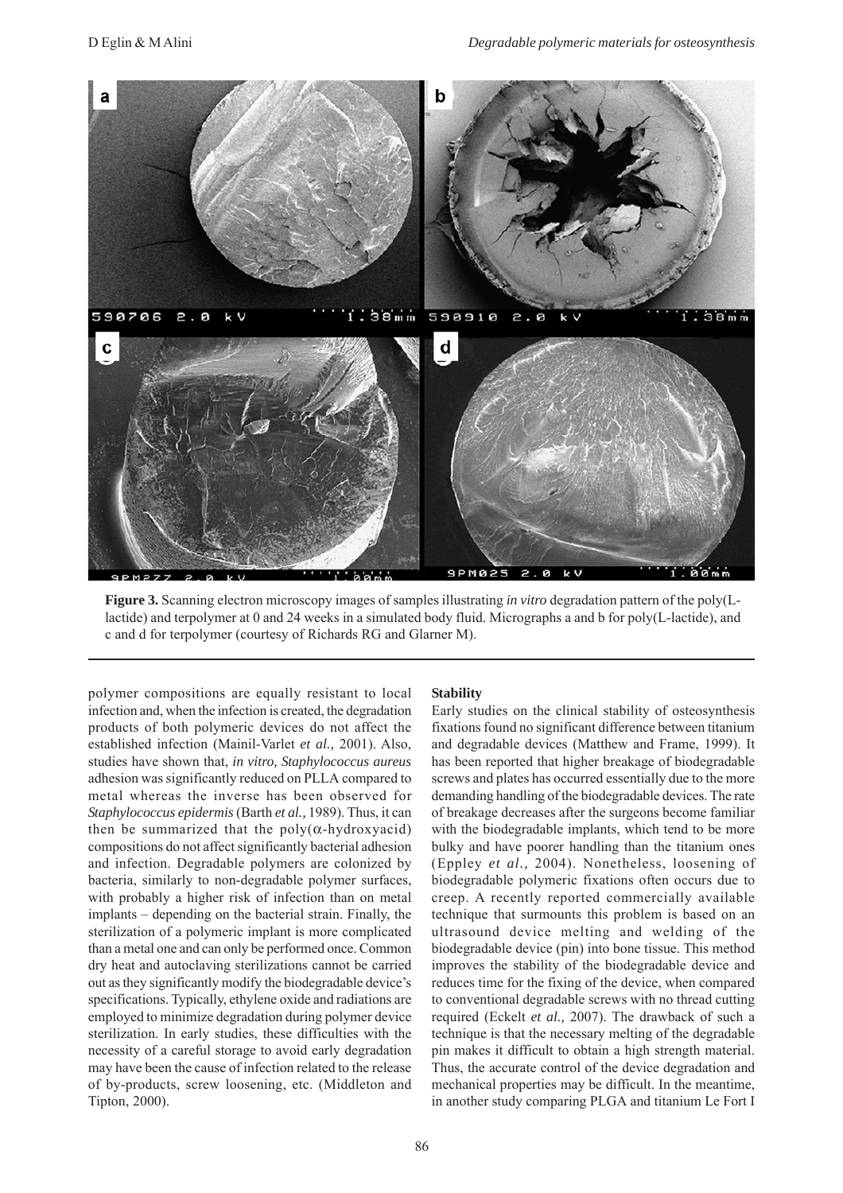**Figure 3.** Scanning electron microscopy images of samples illustrating *in vitro* degradation pattern of the poly(L-lactide) and terpolymer at 0 and 24 weeks in a simulated body fluid. Micrographs a and b for poly(L-lactide), and c and d for terpolymer (courtesy of Richards RG and Glarner M).

polymer compositions are equally resistant to local infection and, when the infection is created, the degradation products of both polymeric devices do not affect the established infection (Mainil-Varlet *et al.,* 2001). Also, studies have shown that, *in vitro, Staphylococcus aureus* adhesion was significantly reduced on PLLA compared to metal whereas the inverse has been observed for *Staphylococcus epidermis* (Barth *et al.,* 1989). Thus, it can then be summarized that the poly($\alpha$-hydroxyacid) compositions do not affect significantly bacterial adhesion and infection. Degradable polymers are colonized by bacteria, similarly to non-degradable polymer surfaces, with probably a higher risk of infection than on metal implants – depending on the bacterial strain. Finally, the sterilization of a polymeric implant is more complicated than a metal one and can only be performed once. Common dry heat and autoclaving sterilizations cannot be carried out as they significantly modify the biodegradable device's specifications. Typically, ethylene oxide and radiations are employed to minimize degradation during polymer device sterilization. In early studies, these difficulties with the necessity of a careful storage to avoid early degradation may have been the cause of infection related to the release of by-products, screw loosening, etc. (Middleton and Tipton, 2000).

**Stability**

Early studies on the clinical stability of osteosynthesis fixations found no significant difference between titanium and degradable devices (Matthew and Frame, 1999). It has been reported that higher breakage of biodegradable screws and plates has occurred essentially due to the more demanding handling of the biodegradable devices. The rate of breakage decreases after the surgeons become familiar with the biodegradable implants, which tend to be more bulky and have poorer handling than the titanium ones (Eppley *et al.,* 2004). Nonetheless, loosening of biodegradable polymeric fixations often occurs due to creep. A recently reported commercially available technique that surmounts this problem is based on an ultrasound device melting and welding of the biodegradable device (pin) into bone tissue. This method improves the stability of the biodegradable device and reduces time for the fixing of the device, when compared to conventional degradable screws with no thread cutting required (Eckelt *et al.,* 2007). The drawback of such a technique is that the necessary melting of the degradable pin makes it difficult to obtain a high strength material. Thus, the accurate control of the device degradation and mechanical properties may be difficult. In the meantime, in another study comparing PLGA and titanium Le Fort I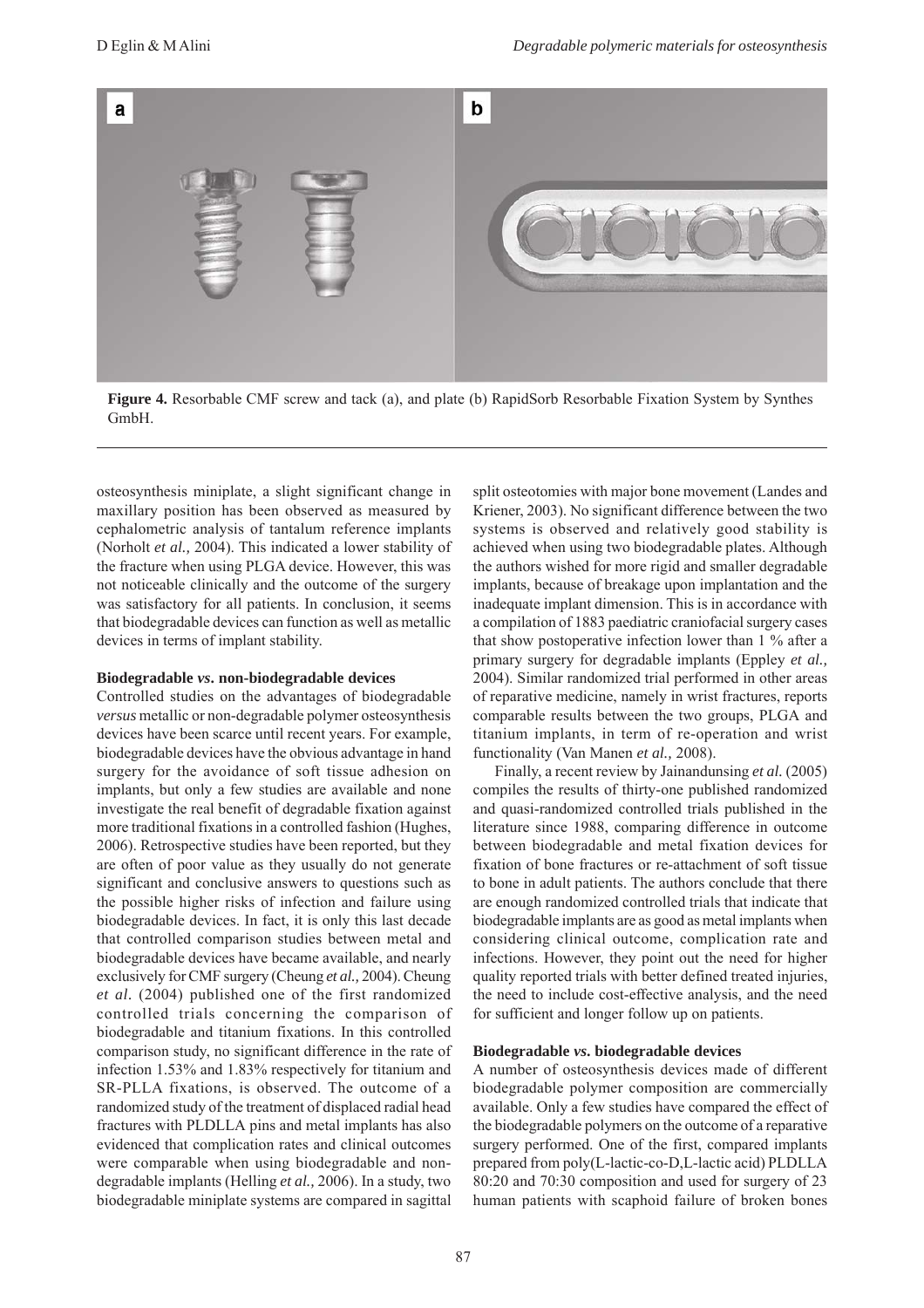**Figure 4.** Resorbable CMF screw and tack (a), and plate (b) RapidSorb Resorbable Fixation System by Synthes GmbH.

osteosynthesis miniplate, a slight significant change in maxillary position has been observed as measured by cephalometric analysis of tantalum reference implants (Norholt *et al.,* 2004). This indicated a lower stability of the fracture when using PLGA device. However, this was not noticeable clinically and the outcome of the surgery was satisfactory for all patients. In conclusion, it seems that biodegradable devices can function as well as metallic devices in terms of implant stability.

### Biodegradable *vs.* non-biodegradable devices

Controlled studies on the advantages of biodegradable *versus* metallic or non-degradable polymer osteosynthesis devices have been scarce until recent years. For example, biodegradable devices have the obvious advantage in hand surgery for the avoidance of soft tissue adhesion on implants, but only a few studies are available and none investigate the real benefit of degradable fixation against more traditional fixations in a controlled fashion (Hughes, 2006). Retrospective studies have been reported, but they are often of poor value as they usually do not generate significant and conclusive answers to questions such as the possible higher risks of infection and failure using biodegradable devices. In fact, it is only this last decade that controlled comparison studies between metal and biodegradable devices have became available, and nearly exclusively for CMF surgery (Cheung *et al.,* 2004). Cheung *et al.* (2004) published one of the first randomized controlled trials concerning the comparison of biodegradable and titanium fixations. In this controlled comparison study, no significant difference in the rate of infection 1.53% and 1.83% respectively for titanium and SR-PLLA fixations, is observed. The outcome of a randomized study of the treatment of displaced radial head fractures with PLDLLA pins and metal implants has also evidenced that complication rates and clinical outcomes were comparable when using biodegradable and non-degradable implants (Helling *et al.,* 2006). In a study, two biodegradable miniplate systems are compared in sagittal split osteotomies with major bone movement (Landes and Kriener, 2003). No significant difference between the two systems is observed and relatively good stability is achieved when using two biodegradable plates. Although the authors wished for more rigid and smaller degradable implants, because of breakage upon implantation and the inadequate implant dimension. This is in accordance with a compilation of 1883 paediatric craniofacial surgery cases that show postoperative infection lower than 1 % after a primary surgery for degradable implants (Eppley *et al.,* 2004). Similar randomized trial performed in other areas of reparative medicine, namely in wrist fractures, reports comparable results between the two groups, PLGA and titanium implants, in term of re-operation and wrist functionality (Van Manen *et al.,* 2008).

Finally, a recent review by Jainandunsing *et al.* (2005) compiles the results of thirty-one published randomized and quasi-randomized controlled trials published in the literature since 1988, comparing difference in outcome between biodegradable and metal fixation devices for fixation of bone fractures or re-attachment of soft tissue to bone in adult patients. The authors conclude that there are enough randomized controlled trials that indicate that biodegradable implants are as good as metal implants when considering clinical outcome, complication rate and infections. However, they point out the need for higher quality reported trials with better defined treated injuries, the need to include cost-effective analysis, and the need for sufficient and longer follow up on patients.

### Biodegradable *vs.* biodegradable devices

A number of osteosynthesis devices made of different biodegradable polymer composition are commercially available. Only a few studies have compared the effect of the biodegradable polymers on the outcome of a reparative surgery performed. One of the first, compared implants prepared from poly(L-lactic-co-D,L-lactic acid) PLDLLA 80:20 and 70:30 composition and used for surgery of 23 human patients with scaphoid failure of broken bones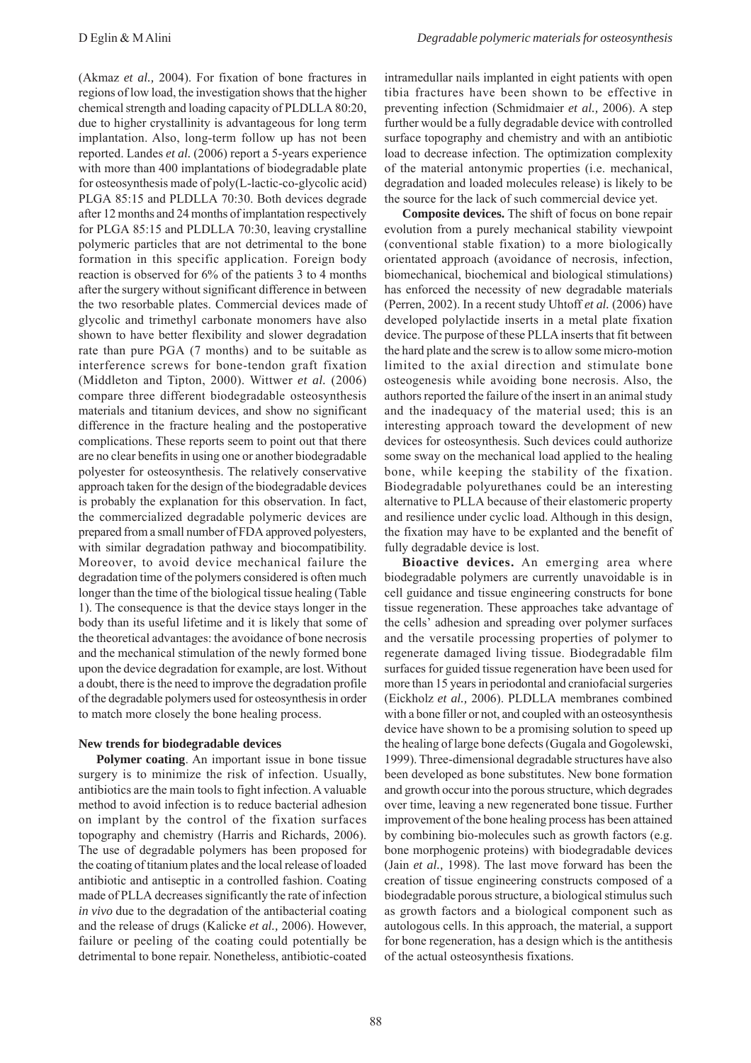(Akmaz *et al.,* 2004). For fixation of bone fractures in regions of low load, the investigation shows that the higher chemical strength and loading capacity of PLDLLA 80:20, due to higher crystallinity is advantageous for long term implantation. Also, long-term follow up has not been reported. Landes *et al.* (2006) report a 5-years experience with more than 400 implantations of biodegradable plate for osteosynthesis made of poly(L-lactic-co-glycolic acid) PLGA 85:15 and PLDLLA 70:30. Both devices degrade after 12 months and 24 months of implantation respectively for PLGA 85:15 and PLDLLA 70:30, leaving crystalline polymeric particles that are not detrimental to the bone formation in this specific application. Foreign body reaction is observed for 6% of the patients 3 to 4 months after the surgery without significant difference in between the two resorbable plates. Commercial devices made of glycolic and trimethyl carbonate monomers have also shown to have better flexibility and slower degradation rate than pure PGA (7 months) and to be suitable as interference screws for bone-tendon graft fixation (Middleton and Tipton, 2000). Wittwer *et al.* (2006) compare three different biodegradable osteosynthesis materials and titanium devices, and show no significant difference in the fracture healing and the postoperative complications. These reports seem to point out that there are no clear benefits in using one or another biodegradable polyester for osteosynthesis. The relatively conservative approach taken for the design of the biodegradable devices is probably the explanation for this observation. In fact, the commercialized degradable polymeric devices are prepared from a small number of FDA approved polyesters, with similar degradation pathway and biocompatibility. Moreover, to avoid device mechanical failure the degradation time of the polymers considered is often much longer than the time of the biological tissue healing (Table 1). The consequence is that the device stays longer in the body than its useful lifetime and it is likely that some of the theoretical advantages: the avoidance of bone necrosis and the mechanical stimulation of the newly formed bone upon the device degradation for example, are lost. Without a doubt, there is the need to improve the degradation profile of the degradable polymers used for osteosynthesis in order to match more closely the bone healing process.

### New trends for biodegradable devices

**Polymer coating**. An important issue in bone tissue surgery is to minimize the risk of infection. Usually, antibiotics are the main tools to fight infection. A valuable method to avoid infection is to reduce bacterial adhesion on implant by the control of the fixation surfaces topography and chemistry (Harris and Richards, 2006). The use of degradable polymers has been proposed for the coating of titanium plates and the local release of loaded antibiotic and antiseptic in a controlled fashion. Coating made of PLLA decreases significantly the rate of infection *in vivo* due to the degradation of the antibacterial coating and the release of drugs (Kalicke *et al.,* 2006). However, failure or peeling of the coating could potentially be detrimental to bone repair. Nonetheless, antibiotic-coated intramedullar nails implanted in eight patients with open tibia fractures have been shown to be effective in preventing infection (Schmidmaier *et al.,* 2006). A step further would be a fully degradable device with controlled surface topography and chemistry and with an antibiotic load to decrease infection. The optimization complexity of the material antonymic properties (i.e. mechanical, degradation and loaded molecules release) is likely to be the source for the lack of such commercial device yet.

**Composite devices.** The shift of focus on bone repair evolution from a purely mechanical stability viewpoint (conventional stable fixation) to a more biologically orientated approach (avoidance of necrosis, infection, biomechanical, biochemical and biological stimulations) has enforced the necessity of new degradable materials (Perren, 2002). In a recent study Uhtoff *et al.* (2006) have developed polylactide inserts in a metal plate fixation device. The purpose of these PLLA inserts that fit between the hard plate and the screw is to allow some micro-motion limited to the axial direction and stimulate bone osteogenesis while avoiding bone necrosis. Also, the authors reported the failure of the insert in an animal study and the inadequacy of the material used; this is an interesting approach toward the development of new devices for osteosynthesis. Such devices could authorize some sway on the mechanical load applied to the healing bone, while keeping the stability of the fixation. Biodegradable polyurethanes could be an interesting alternative to PLLA because of their elastomeric property and resilience under cyclic load. Although in this design, the fixation may have to be explanted and the benefit of fully degradable device is lost.

**Bioactive devices.** An emerging area where biodegradable polymers are currently unavoidable is in cell guidance and tissue engineering constructs for bone tissue regeneration. These approaches take advantage of the cells' adhesion and spreading over polymer surfaces and the versatile processing properties of polymer to regenerate damaged living tissue. Biodegradable film surfaces for guided tissue regeneration have been used for more than 15 years in periodontal and craniofacial surgeries (Eickholz *et al.,* 2006). PLDLLA membranes combined with a bone filler or not, and coupled with an osteosynthesis device have shown to be a promising solution to speed up the healing of large bone defects (Gugala and Gogolewski, 1999). Three-dimensional degradable structures have also been developed as bone substitutes. New bone formation and growth occur into the porous structure, which degrades over time, leaving a new regenerated bone tissue. Further improvement of the bone healing process has been attained by combining bio-molecules such as growth factors (e.g. bone morphogenic proteins) with biodegradable devices (Jain *et al.,* 1998). The last move forward has been the creation of tissue engineering constructs composed of a biodegradable porous structure, a biological stimulus such as growth factors and a biological component such as autologous cells. In this approach, the material, a support for bone regeneration, has a design which is the antithesis of the actual osteosynthesis fixations.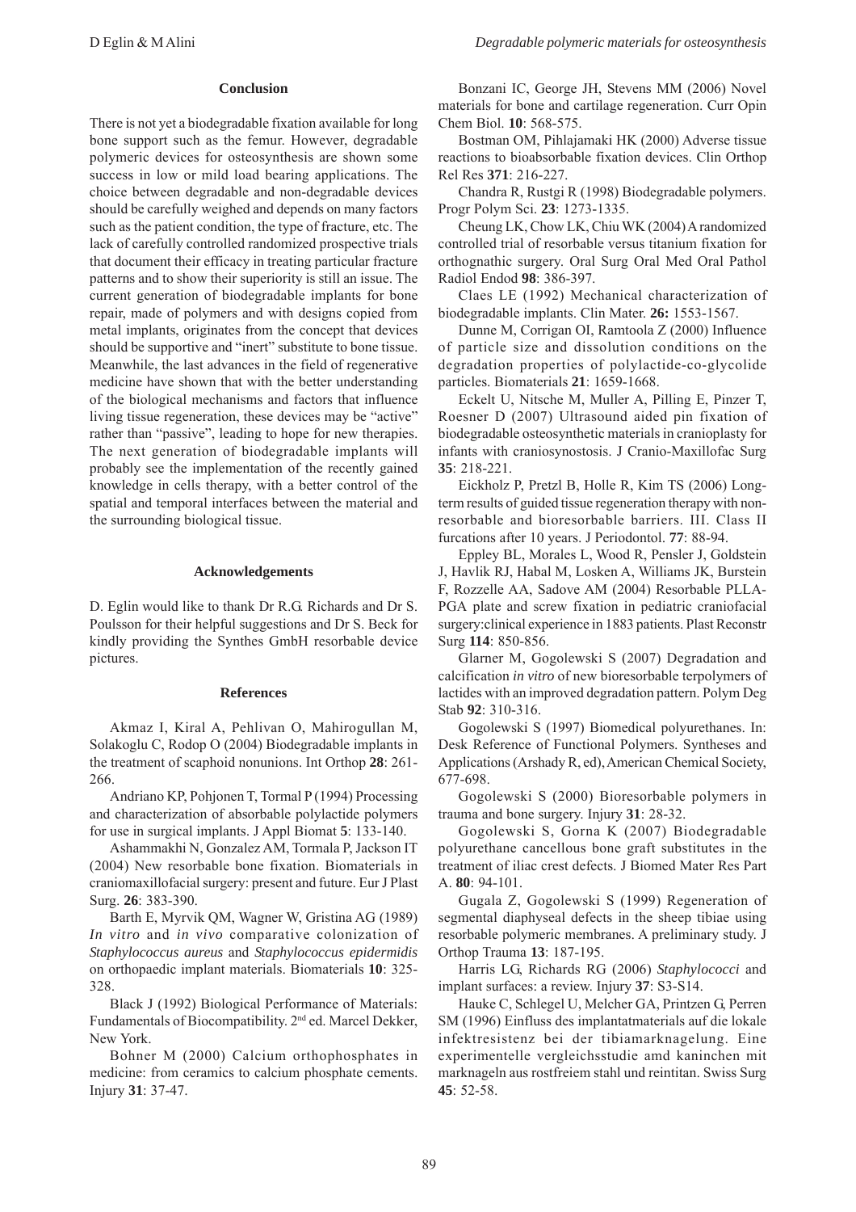## Conclusion

There is not yet a biodegradable fixation available for long bone support such as the femur. However, degradable polymeric devices for osteosynthesis are shown some success in low or mild load bearing applications. The choice between degradable and non-degradable devices should be carefully weighed and depends on many factors such as the patient condition, the type of fracture, etc. The lack of carefully controlled randomized prospective trials that document their efficacy in treating particular fracture patterns and to show their superiority is still an issue. The current generation of biodegradable implants for bone repair, made of polymers and with designs copied from metal implants, originates from the concept that devices should be supportive and "inert" substitute to bone tissue. Meanwhile, the last advances in the field of regenerative medicine have shown that with the better understanding of the biological mechanisms and factors that influence living tissue regeneration, these devices may be "active" rather than "passive", leading to hope for new therapies. The next generation of biodegradable implants will probably see the implementation of the recently gained knowledge in cells therapy, with a better control of the spatial and temporal interfaces between the material and the surrounding biological tissue.

## Acknowledgements

D. Eglin would like to thank Dr R.G. Richards and Dr S. Poulsson for their helpful suggestions and Dr S. Beck for kindly providing the Synthes GmbH resorbable device pictures.

## References

Akmaz I, Kiral A, Pehlivan O, Mahirogullan M, Solakoglu C, Rodop O (2004) Biodegradable implants in the treatment of scaphoid nonunions. Int Orthop **28**: 261-266.

Andriano KP, Pohjonen T, Tormal P (1994) Processing and characterization of absorbable polylactide polymers for use in surgical implants. J Appl Biomat **5**: 133-140.

Ashammakhi N, Gonzalez AM, Tormala P, Jackson IT (2004) New resorbable bone fixation. Biomaterials in craniomaxillofacial surgery: present and future. Eur J Plast Surg. **26**: 383-390.

Barth E, Myrvik QM, Wagner W, Gristina AG (1989) *In vitro* and *in vivo* comparative colonization of *Staphylococcus aureus* and *Staphylococcus epidermidis* on orthopaedic implant materials. Biomaterials **10**: 325-328.

Black J (1992) Biological Performance of Materials: Fundamentals of Biocompatibility. 2nd ed. Marcel Dekker, New York.

Bohner M (2000) Calcium orthophosphates in medicine: from ceramics to calcium phosphate cements. Injury **31**: 37-47.

Bonzani IC, George JH, Stevens MM (2006) Novel materials for bone and cartilage regeneration. Curr Opin Chem Biol. **10**: 568-575.

Bostman OM, Pihlajamaki HK (2000) Adverse tissue reactions to bioabsorbable fixation devices. Clin Orthop Rel Res **371**: 216-227.

Chandra R, Rustgi R (1998) Biodegradable polymers. Progr Polym Sci. **23**: 1273-1335.

Cheung LK, Chow LK, Chiu WK (2004) A randomized controlled trial of resorbable versus titanium fixation for orthognathic surgery. Oral Surg Oral Med Oral Pathol Radiol Endod **98**: 386-397.

Claes LE (1992) Mechanical characterization of biodegradable implants. Clin Mater. **26:** 1553-1567.

Dunne M, Corrigan OI, Ramtoola Z (2000) Influence of particle size and dissolution conditions on the degradation properties of polylactide-co-glycolide particles. Biomaterials **21**: 1659-1668.

Eckelt U, Nitsche M, Muller A, Pilling E, Pinzer T, Roesner D (2007) Ultrasound aided pin fixation of biodegradable osteosynthetic materials in cranioplasty for infants with craniosynostosis. J Cranio-Maxillofac Surg **35**: 218-221.

Eickholz P, Pretzl B, Holle R, Kim TS (2006) Long-term results of guided tissue regeneration therapy with non-resorbable and bioresorbable barriers. III. Class II furcations after 10 years. J Periodontol. **77**: 88-94.

Eppley BL, Morales L, Wood R, Pensler J, Goldstein J, Havlik RJ, Habal M, Losken A, Williams JK, Burstein F, Rozzelle AA, Sadove AM (2004) Resorbable PLLA-PGA plate and screw fixation in pediatric craniofacial surgery:clinical experience in 1883 patients. Plast Reconstr Surg **114**: 850-856.

Glarner M, Gogolewski S (2007) Degradation and calcification *in vitro* of new bioresorbable terpolymers of lactides with an improved degradation pattern. Polym Deg Stab **92**: 310-316.

Gogolewski S (1997) Biomedical polyurethanes. In: Desk Reference of Functional Polymers. Syntheses and Applications (Arshady R, ed), American Chemical Society, 677-698.

Gogolewski S (2000) Bioresorbable polymers in trauma and bone surgery. Injury **31**: 28-32.

Gogolewski S, Gorna K (2007) Biodegradable polyurethane cancellous bone graft substitutes in the treatment of iliac crest defects. J Biomed Mater Res Part A. **80**: 94-101.

Gugala Z, Gogolewski S (1999) Regeneration of segmental diaphyseal defects in the sheep tibiae using resorbable polymeric membranes. A preliminary study. J Orthop Trauma **13**: 187-195.

Harris LG, Richards RG (2006) *Staphylococci* and implant surfaces: a review. Injury **37**: S3-S14.

Hauke C, Schlegel U, Melcher GA, Printzen G, Perren SM (1996) Einfluss des implantatmaterials auf die lokale infektresistenz bei der tibiamarknagelung. Eine experimentelle vergleichsstudie amd kaninchen mit marknageln aus rostfreiem stahl und reintitan. Swiss Surg **45**: 52-58.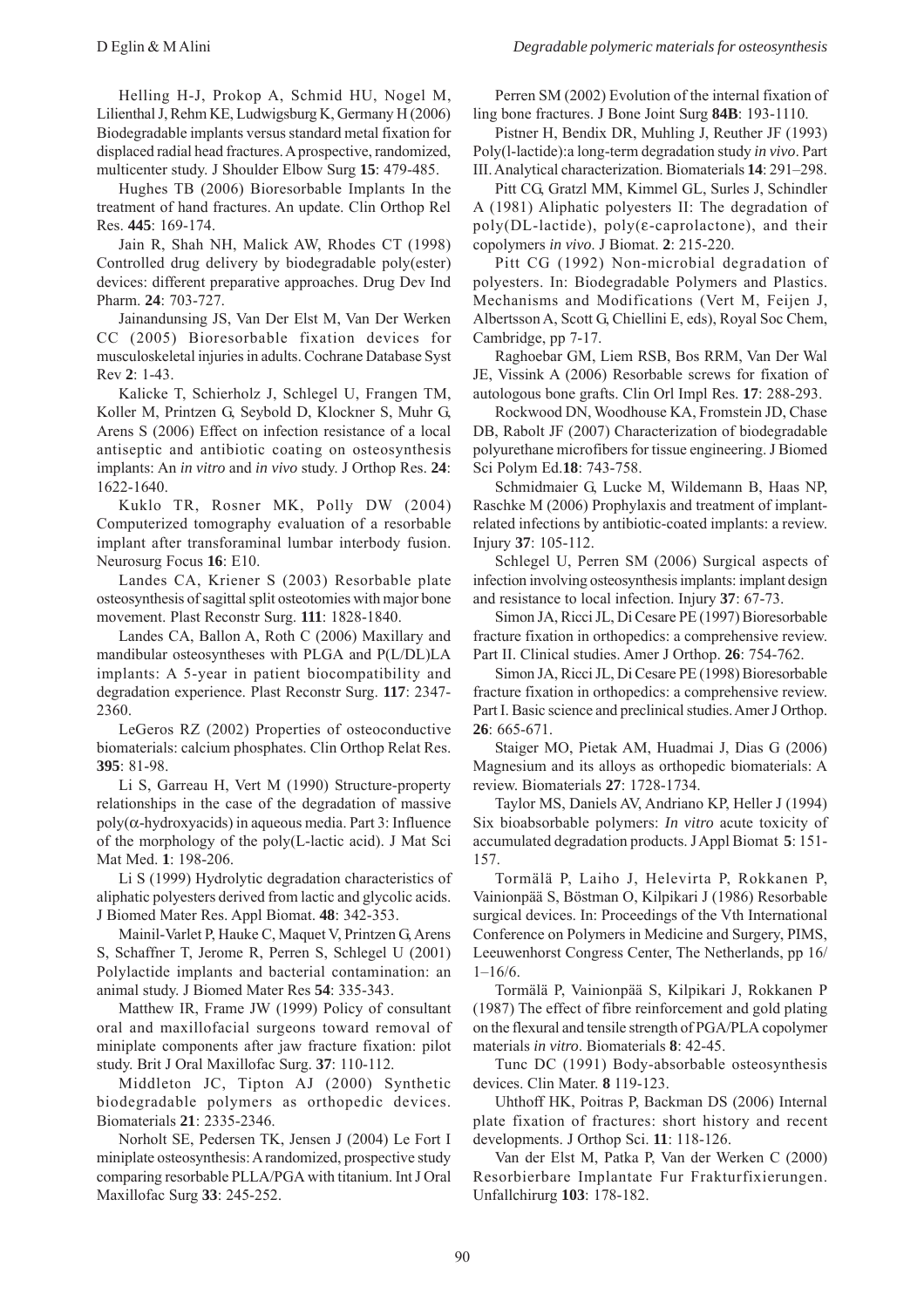Helling H-J, Prokop A, Schmid HU, Nogel M, Lilienthal J, Rehm KE, Ludwigsburg K, Germany H (2006) Biodegradable implants versus standard metal fixation for displaced radial head fractures. A prospective, randomized, multicenter study. J Shoulder Elbow Surg **15**: 479-485.

Hughes TB (2006) Bioresorbable Implants In the treatment of hand fractures. An update. Clin Orthop Rel Res. **445**: 169-174.

Jain R, Shah NH, Malick AW, Rhodes CT (1998) Controlled drug delivery by biodegradable poly(ester) devices: different preparative approaches. Drug Dev Ind Pharm. **24**: 703-727.

Jainandunsing JS, Van Der Elst M, Van Der Werken CC (2005) Bioresorbable fixation devices for musculoskeletal injuries in adults. Cochrane Database Syst Rev **2**: 1-43.

Kalicke T, Schierholz J, Schlegel U, Frangen TM, Koller M, Printzen G, Seybold D, Klockner S, Muhr G, Arens S (2006) Effect on infection resistance of a local antiseptic and antibiotic coating on osteosynthesis implants: An *in vitro* and *in vivo* study. J Orthop Res. **24**: 1622-1640.

Kuklo TR, Rosner MK, Polly DW (2004) Computerized tomography evaluation of a resorbable implant after transforaminal lumbar interbody fusion. Neurosurg Focus **16**: E10.

Landes CA, Kriener S (2003) Resorbable plate osteosynthesis of sagittal split osteotomies with major bone movement. Plast Reconstr Surg. **111**: 1828-1840.

Landes CA, Ballon A, Roth C (2006) Maxillary and mandibular osteosyntheses with PLGA and P(L/DL)LA implants: A 5-year in patient biocompatibility and degradation experience. Plast Reconstr Surg. **117**: 2347-2360.

LeGeros RZ (2002) Properties of osteoconductive biomaterials: calcium phosphates. Clin Orthop Relat Res. **395**: 81-98.

Li S, Garreau H, Vert M (1990) Structure-property relationships in the case of the degradation of massive poly($\alpha$-hydroxyacids) in aqueous media. Part 3: Influence of the morphology of the poly(L-lactic acid). J Mat Sci Mat Med. **1**: 198-206.

Li S (1999) Hydrolytic degradation characteristics of aliphatic polyesters derived from lactic and glycolic acids. J Biomed Mater Res. Appl Biomat. **48**: 342-353.

Mainil-Varlet P, Hauke C, Maquet V, Printzen G, Arens S, Schaffner T, Jerome R, Perren S, Schlegel U (2001) Polylactide implants and bacterial contamination: an animal study. J Biomed Mater Res **54**: 335-343.

Matthew IR, Frame JW (1999) Policy of consultant oral and maxillofacial surgeons toward removal of miniplate components after jaw fracture fixation: pilot study. Brit J Oral Maxillofac Surg. **37**: 110-112.

Middleton JC, Tipton AJ (2000) Synthetic biodegradable polymers as orthopedic devices. Biomaterials **21**: 2335-2346.

Norholt SE, Pedersen TK, Jensen J (2004) Le Fort I miniplate osteosynthesis: A randomized, prospective study comparing resorbable PLLA/PGA with titanium. Int J Oral Maxillofac Surg **33**: 245-252.

Perren SM (2002) Evolution of the internal fixation of ling bone fractures. J Bone Joint Surg **84B**: 193-1110.

Pistner H, Bendix DR, Muhling J, Reuther JF (1993) Poly(l-lactide):a long-term degradation study *in vivo*. Part III. Analytical characterization. Biomaterials **14**: 291–298.

Pitt CG, Gratzl MM, Kimmel GL, Surles J, Schindler A (1981) Aliphatic polyesters II: The degradation of poly(DL-lactide), poly($\varepsilon$-caprolactone), and their copolymers *in vivo*. J Biomat. **2**: 215-220.

Pitt CG (1992) Non-microbial degradation of polyesters. In: Biodegradable Polymers and Plastics. Mechanisms and Modifications (Vert M, Feijen J, Albertsson A, Scott G, Chiellini E, eds), Royal Soc Chem, Cambridge, pp 7-17.

Raghoebar GM, Liem RSB, Bos RRM, Van Der Wal JE, Vissink A (2006) Resorbable screws for fixation of autologous bone grafts. Clin Orl Impl Res. **17**: 288-293.

Rockwood DN, Woodhouse KA, Fromstein JD, Chase DB, Rabolt JF (2007) Characterization of biodegradable polyurethane microfibers for tissue engineering. J Biomed Sci Polym Ed.**18**: 743-758.

Schmidmaier G, Lucke M, Wildemann B, Haas NP, Raschke M (2006) Prophylaxis and treatment of implant-related infections by antibiotic-coated implants: a review. Injury **37**: 105-112.

Schlegel U, Perren SM (2006) Surgical aspects of infection involving osteosynthesis implants: implant design and resistance to local infection. Injury **37**: 67-73.

Simon JA, Ricci JL, Di Cesare PE (1997) Bioresorbable fracture fixation in orthopedics: a comprehensive review. Part II. Clinical studies. Amer J Orthop. **26**: 754-762.

Simon JA, Ricci JL, Di Cesare PE (1998) Bioresorbable fracture fixation in orthopedics: a comprehensive review. Part I. Basic science and preclinical studies. Amer J Orthop. **26**: 665-671.

Staiger MO, Pietak AM, Huadmai J, Dias G (2006) Magnesium and its alloys as orthopedic biomaterials: A review. Biomaterials **27**: 1728-1734.

Taylor MS, Daniels AV, Andriano KP, Heller J (1994) Six bioabsorbable polymers: *In vitro* acute toxicity of accumulated degradation products. J Appl Biomat **5**: 151-157.

Tormälä P, Laiho J, Helevirta P, Rokkanen P, Vainionpää S, Böstman O, Kilpikari J (1986) Resorbable surgical devices. In: Proceedings of the Vth International Conference on Polymers in Medicine and Surgery, PIMS, Leeuwenhorst Congress Center, The Netherlands, pp 16/1–16/6.

Tormälä P, Vainionpää S, Kilpikari J, Rokkanen P (1987) The effect of fibre reinforcement and gold plating on the flexural and tensile strength of PGA/PLA copolymer materials *in vitro*. Biomaterials **8**: 42-45.

Tunc DC (1991) Body-absorbable osteosynthesis devices. Clin Mater. **8** 119-123.

Uhthoff HK, Poitras P, Backman DS (2006) Internal plate fixation of fractures: short history and recent developments. J Orthop Sci. **11**: 118-126.

Van der Elst M, Patka P, Van der Werken C (2000) Resorbierbare Implantate Fur Frakturfixierungen. Unfallchirurg **103**: 178-182.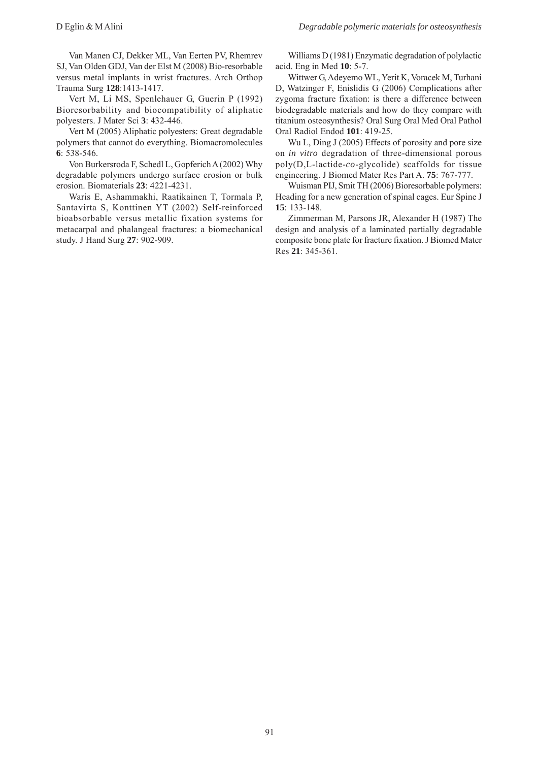Van Manen CJ, Dekker ML, Van Eerten PV, Rhemrev SJ, Van Olden GDJ, Van der Elst M (2008) Bio-resorbable versus metal implants in wrist fractures. Arch Orthop Trauma Surg **128**:1413-1417.

Vert M, Li MS, Spenlehauer G, Guerin P (1992) Bioresorbability and biocompatibility of aliphatic polyesters. J Mater Sci **3**: 432-446.

Vert M (2005) Aliphatic polyesters: Great degradable polymers that cannot do everything. Biomacromolecules **6**: 538-546.

Von Burkersroda F, Schedl L, Gopferich A (2002) Why degradable polymers undergo surface erosion or bulk erosion. Biomaterials **23**: 4221-4231.

Waris E, Ashammakhi, Raatikainen T, Tormala P, Santavirta S, Konttinen YT (2002) Self-reinforced bioabsorbable versus metallic fixation systems for metacarpal and phalangeal fractures: a biomechanical study. J Hand Surg **27**: 902-909.

Williams D (1981) Enzymatic degradation of polylactic acid. Eng in Med **10**: 5-7.

Wittwer G, Adeyemo WL, Yerit K, Voracek M, Turhani D, Watzinger F, Enislidis G (2006) Complications after zygoma fracture fixation: is there a difference between biodegradable materials and how do they compare with titanium osteosynthesis? Oral Surg Oral Med Oral Pathol Oral Radiol Endod **101**: 419-25.

Wu L, Ding J (2005) Effects of porosity and pore size on *in vitro* degradation of three-dimensional porous poly(D,L-lactide-*co*-glycolide) scaffolds for tissue engineering. J Biomed Mater Res Part A. **75**: 767-777.

Wuisman PIJ, Smit TH (2006) Bioresorbable polymers: Heading for a new generation of spinal cages. Eur Spine J **15**: 133-148.

Zimmerman M, Parsons JR, Alexander H (1987) The design and analysis of a laminated partially degradable composite bone plate for fracture fixation. J Biomed Mater Res **21**: 345-361.